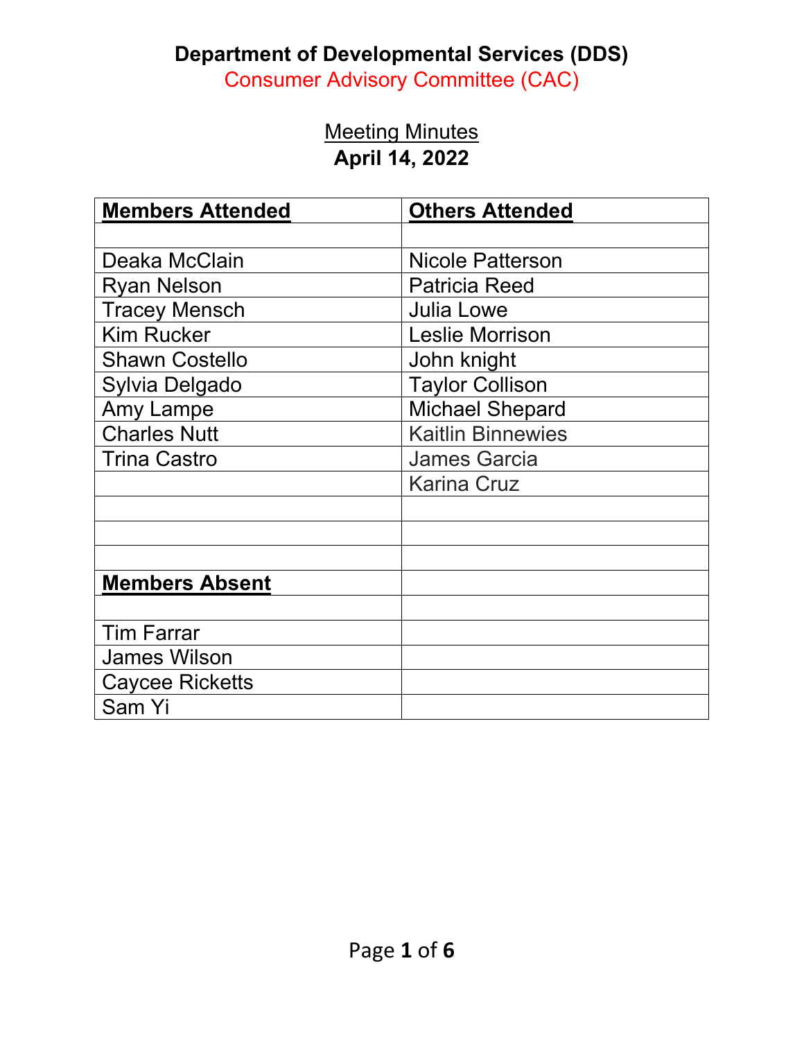# Department of Developmental Services (DDS)

## Consumer Advisory Committee (CAC)

Meeting Minutes

**April 14, 2022**

| **Members Attended** | **Others Attended** |
|---|---|
| | |
| Deaka McClain | Nicole Patterson |
| Ryan Nelson | Patricia Reed |
| Tracey Mensch | Julia Lowe |
| Kim Rucker | Leslie Morrison |
| Shawn Costello | John knight |
| Sylvia Delgado | Taylor Collison |
| Amy Lampe | Michael Shepard |
| Charles Nutt | Kaitlin Binnewies |
| Trina Castro | James Garcia |
| | Karina Cruz |
| | |
| | |
| | |
| **Members Absent** | |
| | |
| Tim Farrar | |
| James Wilson | |
| Caycee Ricketts | |
| Sam Yi | |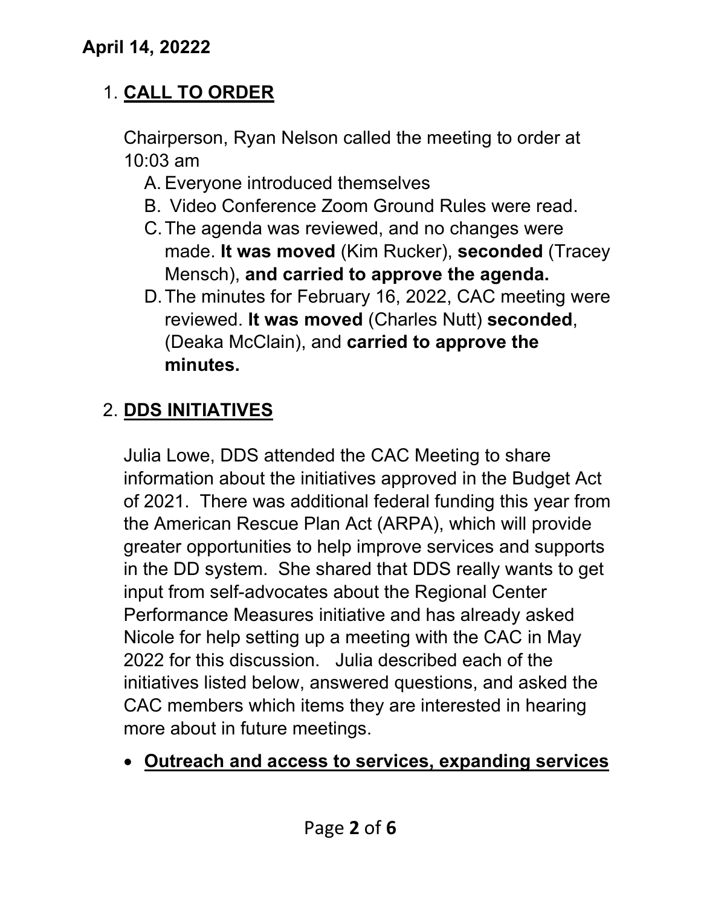**April 14, 20222**

1. **CALL TO ORDER**

   Chairperson, Ryan Nelson called the meeting to order at 10:03 am

   A. Everyone introduced themselves
   B. Video Conference Zoom Ground Rules were read.
   C. The agenda was reviewed, and no changes were made. **It was moved** (Kim Rucker), **seconded** (Tracey Mensch), **and carried to approve the agenda.**
   D. The minutes for February 16, 2022, CAC meeting were reviewed. **It was moved** (Charles Nutt) **seconded**, (Deaka McClain), and **carried to approve the minutes.**

2. **DDS INITIATIVES**

   Julia Lowe, DDS attended the CAC Meeting to share information about the initiatives approved in the Budget Act of 2021. There was additional federal funding this year from the American Rescue Plan Act (ARPA), which will provide greater opportunities to help improve services and supports in the DD system. She shared that DDS really wants to get input from self-advocates about the Regional Center Performance Measures initiative and has already asked Nicole for help setting up a meeting with the CAC in May 2022 for this discussion. Julia described each of the initiatives listed below, answered questions, and asked the CAC members which items they are interested in hearing more about in future meetings.

   - **Outreach and access to services, expanding services**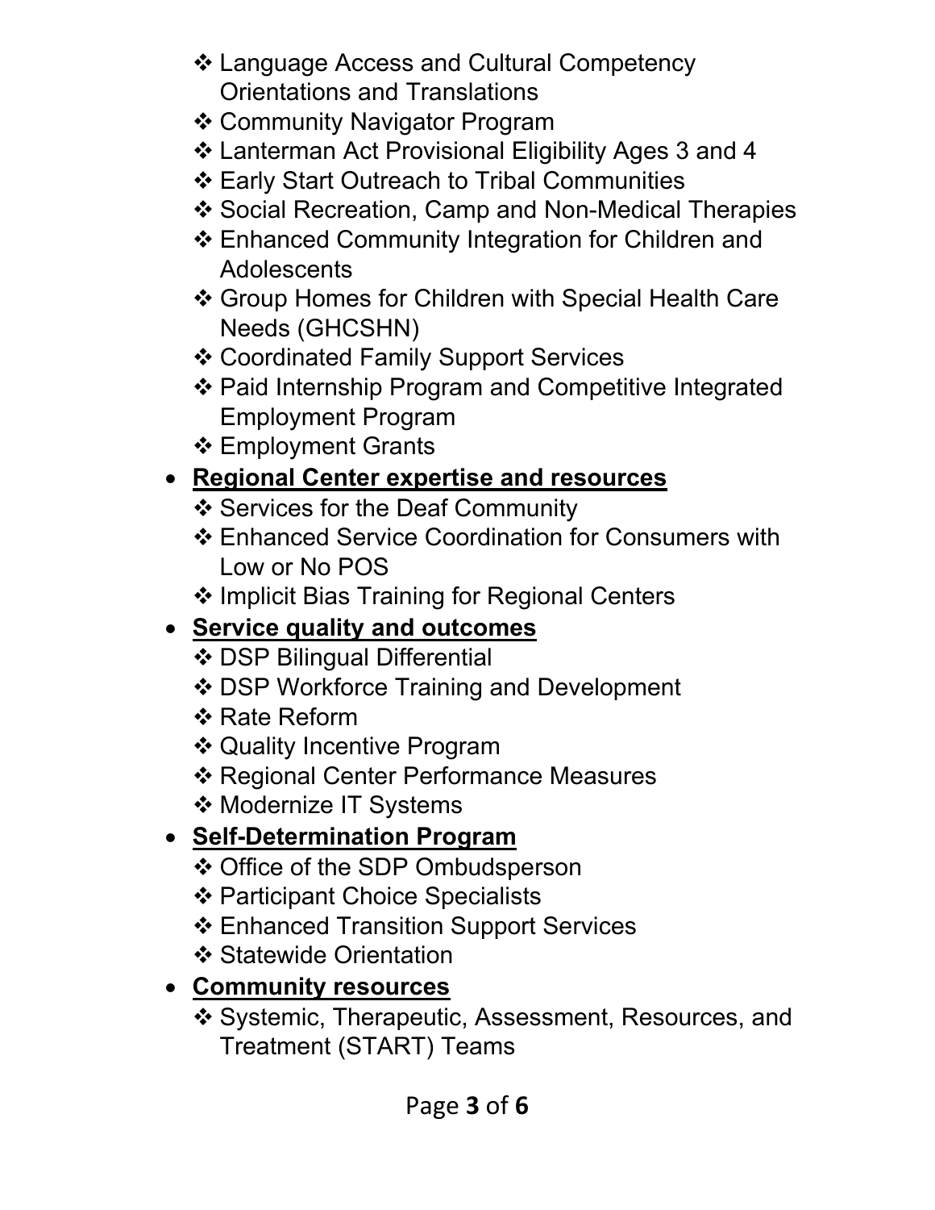- ❖ Language Access and Cultural Competency Orientations and Translations
  - ❖ Community Navigator Program
  - ❖ Lanterman Act Provisional Eligibility Ages 3 and 4
  - ❖ Early Start Outreach to Tribal Communities
  - ❖ Social Recreation, Camp and Non-Medical Therapies
  - ❖ Enhanced Community Integration for Children and Adolescents
  - ❖ Group Homes for Children with Special Health Care Needs (GHCSHN)
  - ❖ Coordinated Family Support Services
  - ❖ Paid Internship Program and Competitive Integrated Employment Program
  - ❖ Employment Grants
- **<u>Regional Center expertise and resources</u>**
  - ❖ Services for the Deaf Community
  - ❖ Enhanced Service Coordination for Consumers with Low or No POS
  - ❖ Implicit Bias Training for Regional Centers
- **<u>Service quality and outcomes</u>**
  - ❖ DSP Bilingual Differential
  - ❖ DSP Workforce Training and Development
  - ❖ Rate Reform
  - ❖ Quality Incentive Program
  - ❖ Regional Center Performance Measures
  - ❖ Modernize IT Systems
- **<u>Self-Determination Program</u>**
  - ❖ Office of the SDP Ombudsperson
  - ❖ Participant Choice Specialists
  - ❖ Enhanced Transition Support Services
  - ❖ Statewide Orientation
- **<u>Community resources</u>**
  - ❖ Systemic, Therapeutic, Assessment, Resources, and Treatment (START) Teams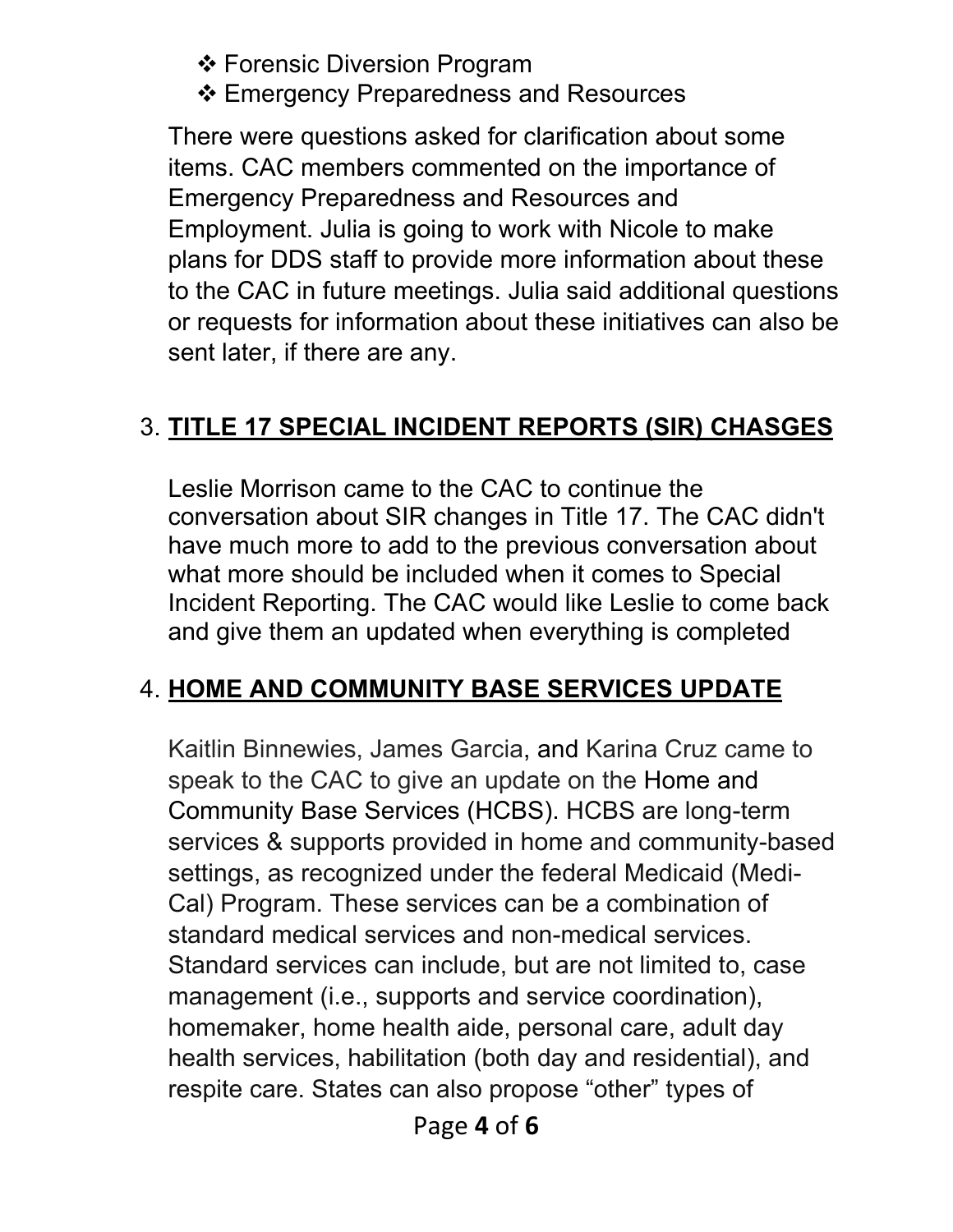- ❖ Forensic Diversion Program
- ❖ Emergency Preparedness and Resources

There were questions asked for clarification about some items. CAC members commented on the importance of Emergency Preparedness and Resources and Employment. Julia is going to work with Nicole to make plans for DDS staff to provide more information about these to the CAC in future meetings. Julia said additional questions or requests for information about these initiatives can also be sent later, if there are any.

3. **TITLE 17 SPECIAL INCIDENT REPORTS (SIR) CHASGES**

Leslie Morrison came to the CAC to continue the conversation about SIR changes in Title 17. The CAC didn't have much more to add to the previous conversation about what more should be included when it comes to Special Incident Reporting. The CAC would like Leslie to come back and give them an updated when everything is completed

4. **HOME AND COMMUNITY BASE SERVICES UPDATE**

Kaitlin Binnewies, James Garcia, and Karina Cruz came to speak to the CAC to give an update on the Home and Community Base Services (HCBS). HCBS are long-term services & supports provided in home and community-based settings, as recognized under the federal Medicaid (Medi-Cal) Program. These services can be a combination of standard medical services and non-medical services. Standard services can include, but are not limited to, case management (i.e., supports and service coordination), homemaker, home health aide, personal care, adult day health services, habilitation (both day and residential), and respite care. States can also propose "other" types of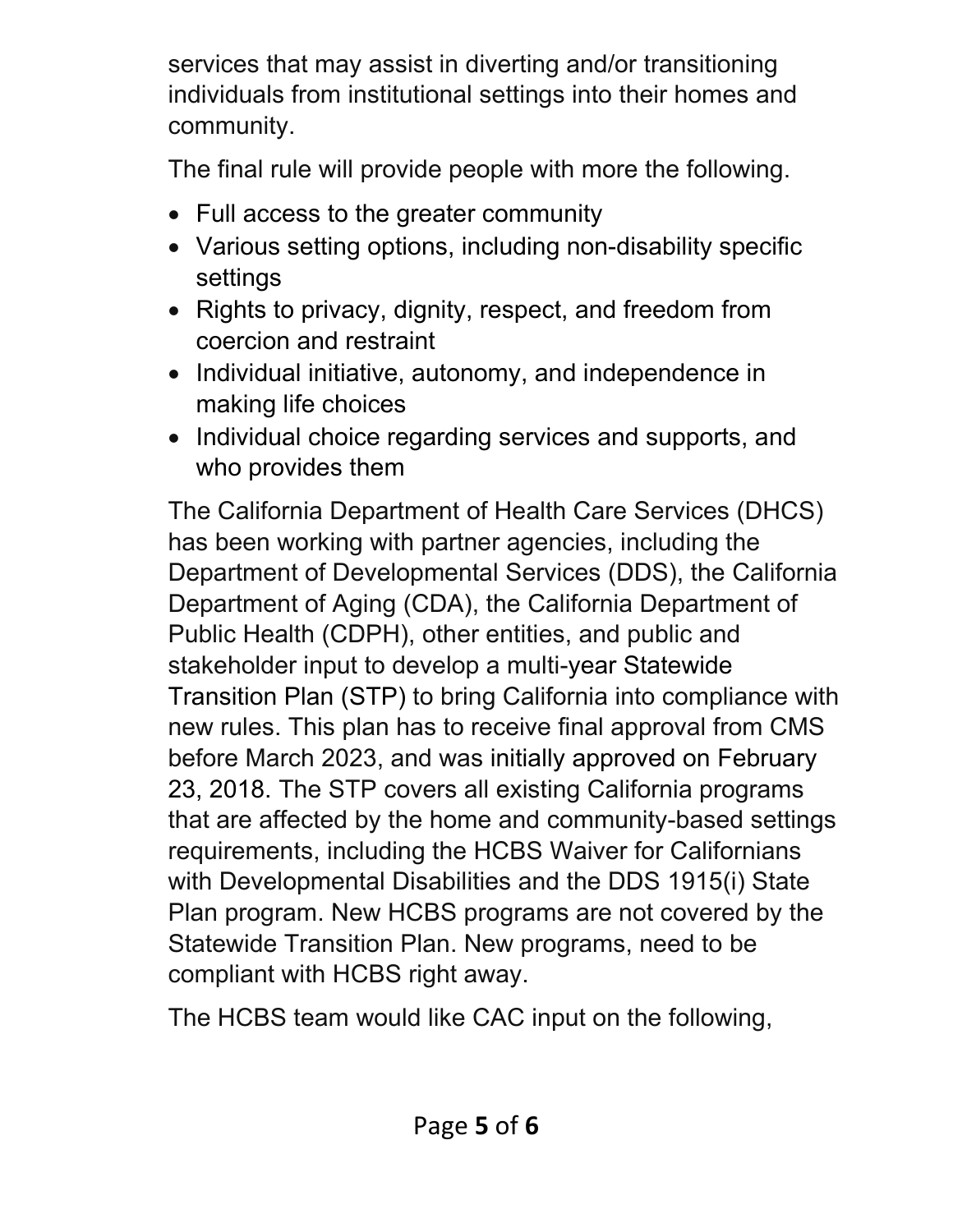services that may assist in diverting and/or transitioning individuals from institutional settings into their homes and community.

The final rule will provide people with more the following.

- Full access to the greater community
- Various setting options, including non-disability specific settings
- Rights to privacy, dignity, respect, and freedom from coercion and restraint
- Individual initiative, autonomy, and independence in making life choices
- Individual choice regarding services and supports, and who provides them

The California Department of Health Care Services (DHCS) has been working with partner agencies, including the Department of Developmental Services (DDS), the California Department of Aging (CDA), the California Department of Public Health (CDPH), other entities, and public and stakeholder input to develop a multi-year Statewide Transition Plan (STP) to bring California into compliance with new rules. This plan has to receive final approval from CMS before March 2023, and was initially approved on February 23, 2018. The STP covers all existing California programs that are affected by the home and community-based settings requirements, including the HCBS Waiver for Californians with Developmental Disabilities and the DDS 1915(i) State Plan program. New HCBS programs are not covered by the Statewide Transition Plan. New programs, need to be compliant with HCBS right away.

The HCBS team would like CAC input on the following,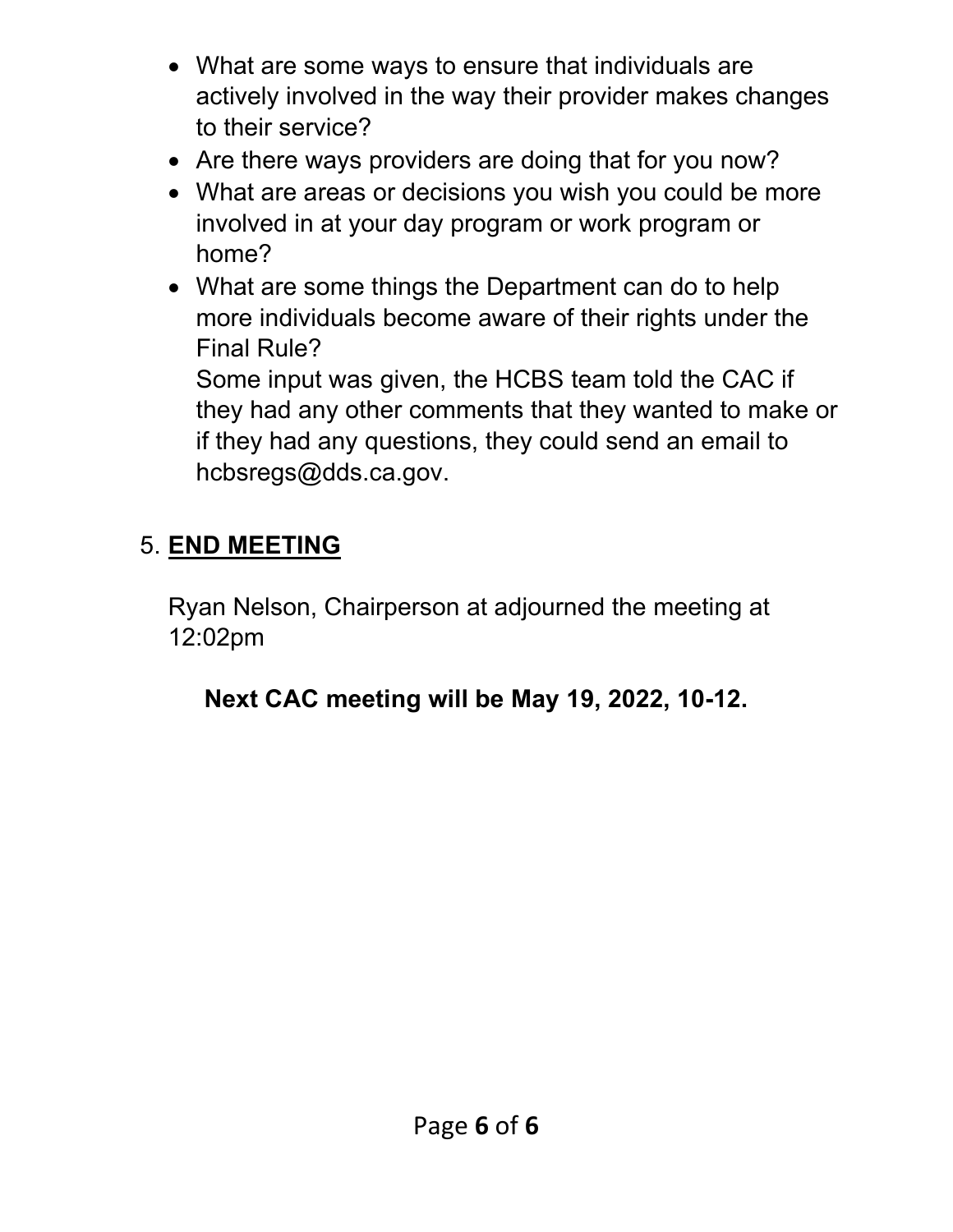- What are some ways to ensure that individuals are actively involved in the way their provider makes changes to their service?
- Are there ways providers are doing that for you now?
- What are areas or decisions you wish you could be more involved in at your day program or work program or home?
- What are some things the Department can do to help more individuals become aware of their rights under the Final Rule?

  Some input was given, the HCBS team told the CAC if they had any other comments that they wanted to make or if they had any questions, they could send an email to hcbsregs@dds.ca.gov.

5. **END MEETING**

Ryan Nelson, Chairperson at adjourned the meeting at 12:02pm

**Next CAC meeting will be May 19, 2022, 10-12.**